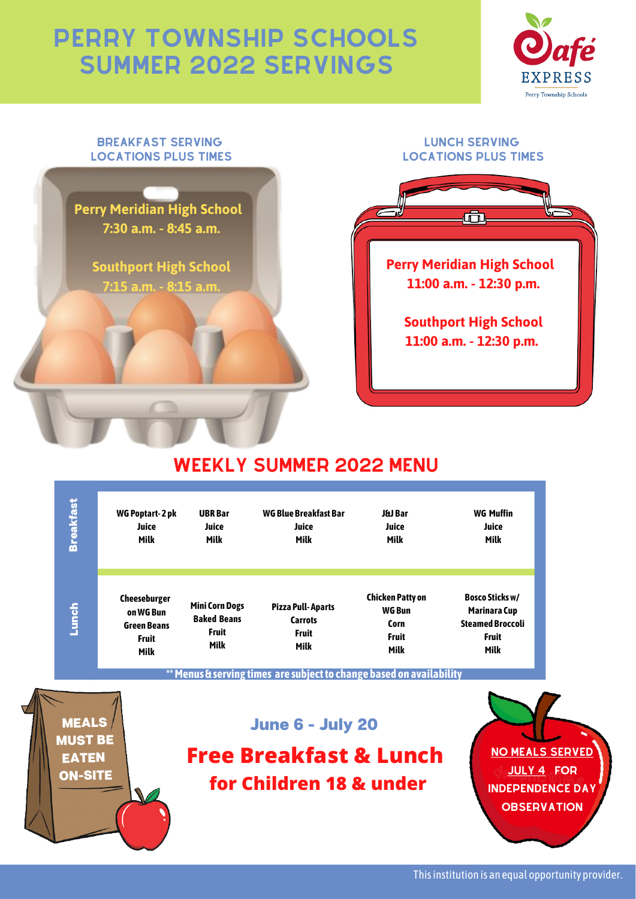# PERRY TOWNSHIP SCHOOLS SUMMER 2022 SERVINGS

Café EXPRESS
Perry Township Schools

## BREAKFAST SERVING LOCATIONS PLUS TIMES

**Perry Meridian High School**
**7:30 a.m. - 8:45 a.m.**

**Southport High School**
**7:15 a.m. - 8:15 a.m.**

## LUNCH SERVING LOCATIONS PLUS TIMES

**Perry Meridian High School**
**11:00 a.m. - 12:30 p.m.**

**Southport High School**
**11:00 a.m. - 12:30 p.m.**

## WEEKLY SUMMER 2022 MENU

| | | | | | |
|---|---|---|---|---|---|
| **Breakfast** | WG Poptart- 2 pk<br>Juice<br>Milk | UBR Bar<br>Juice<br>Milk | WG Blue Breakfast Bar<br>Juice<br>Milk | J&J Bar<br>Juice<br>Milk | WG Muffin<br>Juice<br>Milk |
| **Lunch** | Cheeseburger on WG Bun<br>Green Beans<br>Fruit<br>Milk | Mini Corn Dogs<br>Baked Beans<br>Fruit<br>Milk | Pizza Pull-Aparts<br>Carrots<br>Fruit<br>Milk | Chicken Patty on WG Bun<br>Corn<br>Fruit<br>Milk | Bosco Sticks w/ Marinara Cup<br>Steamed Broccoli<br>Fruit<br>Milk |

** Menus & serving times are subject to change based on availability

**MEALS MUST BE EATEN ON-SITE**

**June 6 - July 20**

# Free Breakfast & Lunch for Children 18 & under

**NO MEALS SERVED JULY 4 FOR INDEPENDENCE DAY OBSERVATION**

This institution is an equal opportunity provider.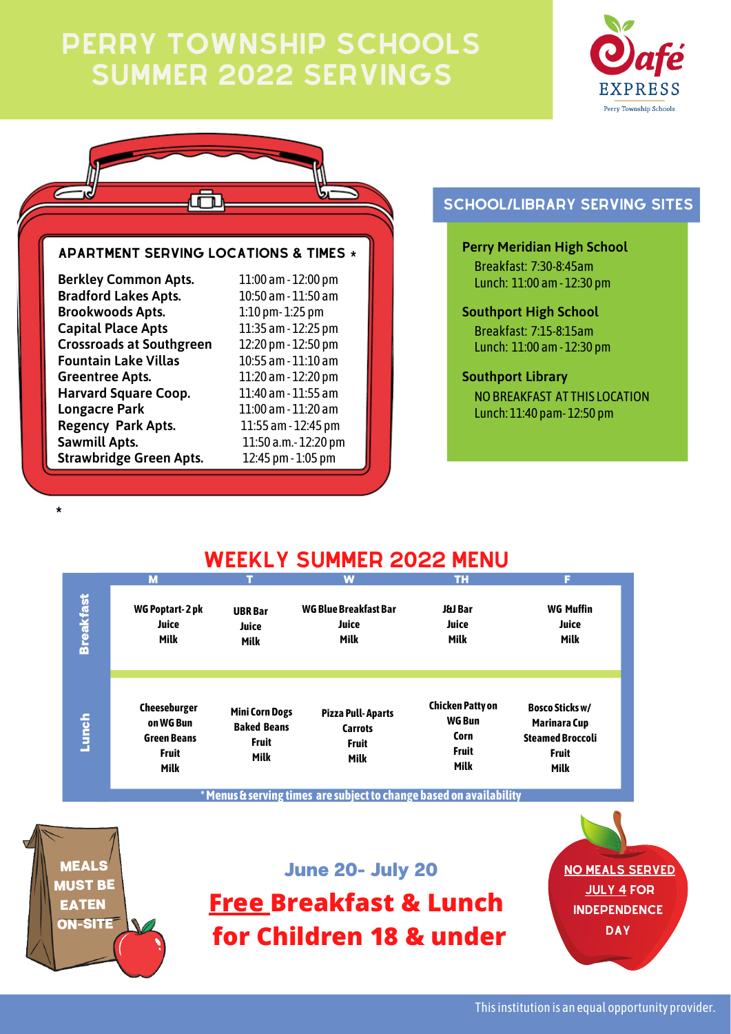# PERRY TOWNSHIP SCHOOLS SUMMER 2022 SERVINGS

Café EXPRESS
Perry Township Schools

## APARTMENT SERVING LOCATIONS & TIMES *

| | |
|---|---|
| **Berkley Common Apts.** | 11:00 am - 12:00 pm |
| **Bradford Lakes Apts.** | 10:50 am - 11:50 am |
| **Brookwoods Apts.** | 1:10 pm - 1:25 pm |
| **Capital Place Apts** | 11:35 am - 12:25 pm |
| **Crossroads at Southgreen** | 12:20 pm - 12:50 pm |
| **Fountain Lake Villas** | 10:55 am - 11:10 am |
| **Greentree Apts.** | 11:20 am - 12:20 pm |
| **Harvard Square Coop.** | 11:40 am - 11:55 am |
| **Longacre Park** | 11:00 am - 11:20 am |
| **Regency Park Apts.** | 11:55 am - 12:45 pm |
| **Sawmill Apts.** | 11:50 a.m.- 12:20 pm |
| **Strawbridge Green Apts.** | 12:45 pm - 1:05 pm |

*

## SCHOOL/LIBRARY SERVING SITES

**Perry Meridian High School**
Breakfast: 7:30-8:45am
Lunch: 11:00 am - 12:30 pm

**Southport High School**
Breakfast: 7:15-8:15am
Lunch: 11:00 am - 12:30 pm

**Southport Library**
NO BREAKFAST AT THIS LOCATION
Lunch: 11:40 pam- 12:50 pm

## WEEKLY SUMMER 2022 MENU

| | M | T | W | TH | F |
|---|---|---|---|---|---|
| **Breakfast** | WG Poptart- 2 pk<br>Juice<br>Milk | UBR Bar<br>Juice<br>Milk | WG Blue Breakfast Bar<br>Juice<br>Milk | J&J Bar<br>Juice<br>Milk | WG Muffin<br>Juice<br>Milk |
| **Lunch** | Cheeseburger on WG Bun<br>Green Beans<br>Fruit<br>Milk | Mini Corn Dogs<br>Baked Beans<br>Fruit<br>Milk | Pizza Pull- Aparts<br>Carrots<br>Fruit<br>Milk | Chicken Patty on WG Bun<br>Corn<br>Fruit<br>Milk | Bosco Sticks w/ Marinara Cup<br>Steamed Broccoli<br>Fruit<br>Milk |

*Menus & serving times are subject to change based on availability

MEALS MUST BE EATEN ON-SITE

**June 20- July 20**

**Free Breakfast & Lunch for Children 18 & under**

**NO MEALS SERVED JULY 4 FOR INDEPENDENCE DAY**

This institution is an equal opportunity provider.